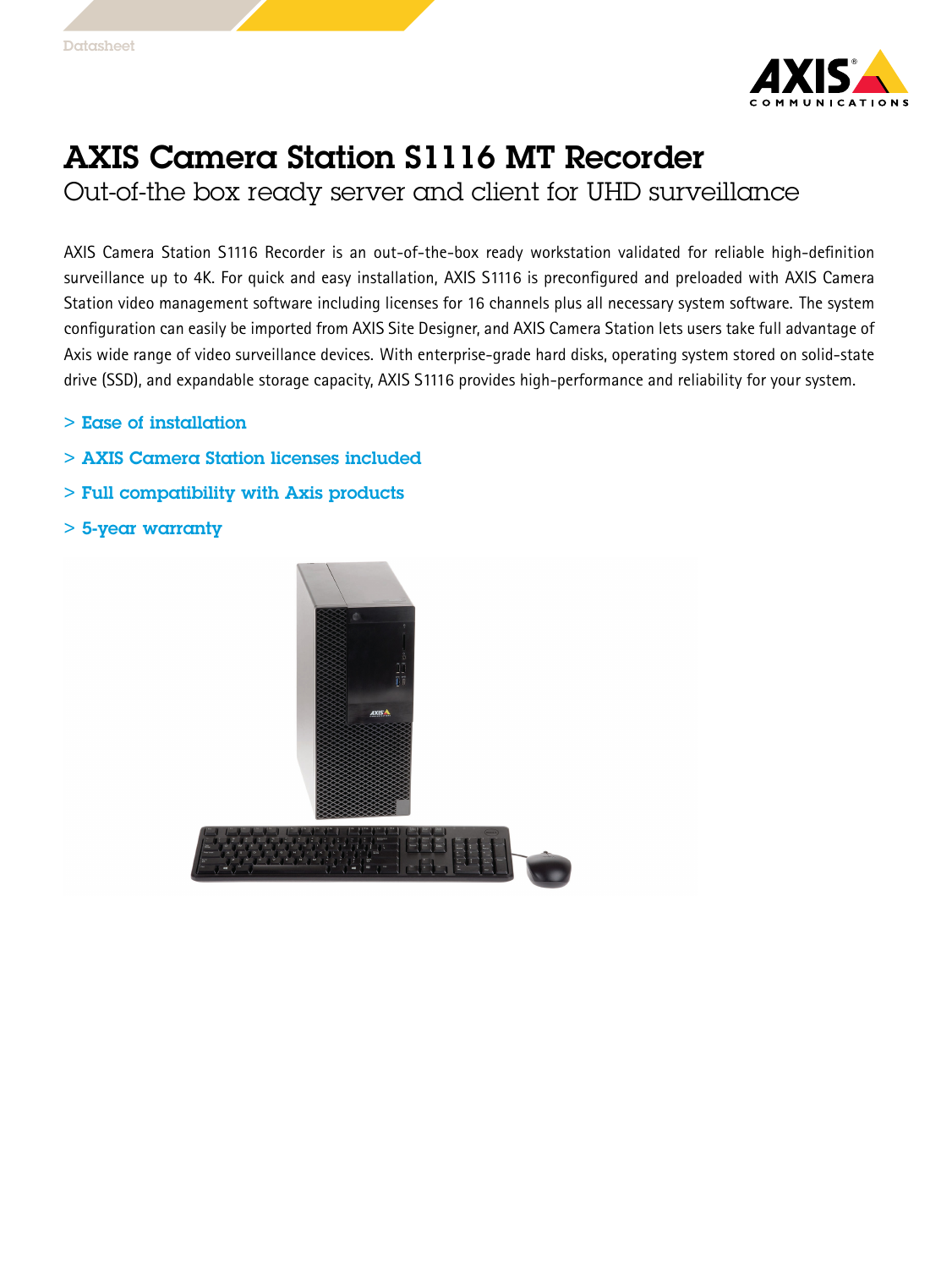# AXIS Camera Station S1116 MT Recorder

## Out-of-the box ready server and client for UHD surveillance

AXIS Camera Station S1116 Recorder is an out-of-the-box ready workstation validated for reliable high-definition surveillance up to 4K. For quick and easy installation, AXIS S1116 is preconfigured and preloaded with AXIS Camera Station video management software including licenses for 16 channels plus all necessary system software. The system configuration can easily be imported from AXIS Site Designer, and AXIS Camera Station lets users take full advantage of Axis wide range of video surveillance devices. With enterprise-grade hard disks, operating system stored on solid-state drive (SSD), and expandable storage capacity, AXIS S1116 provides high-performance and reliability for your system.

> Ease of installation

> AXIS Camera Station licenses included

> Full compatibility with Axis products

> 5-year warranty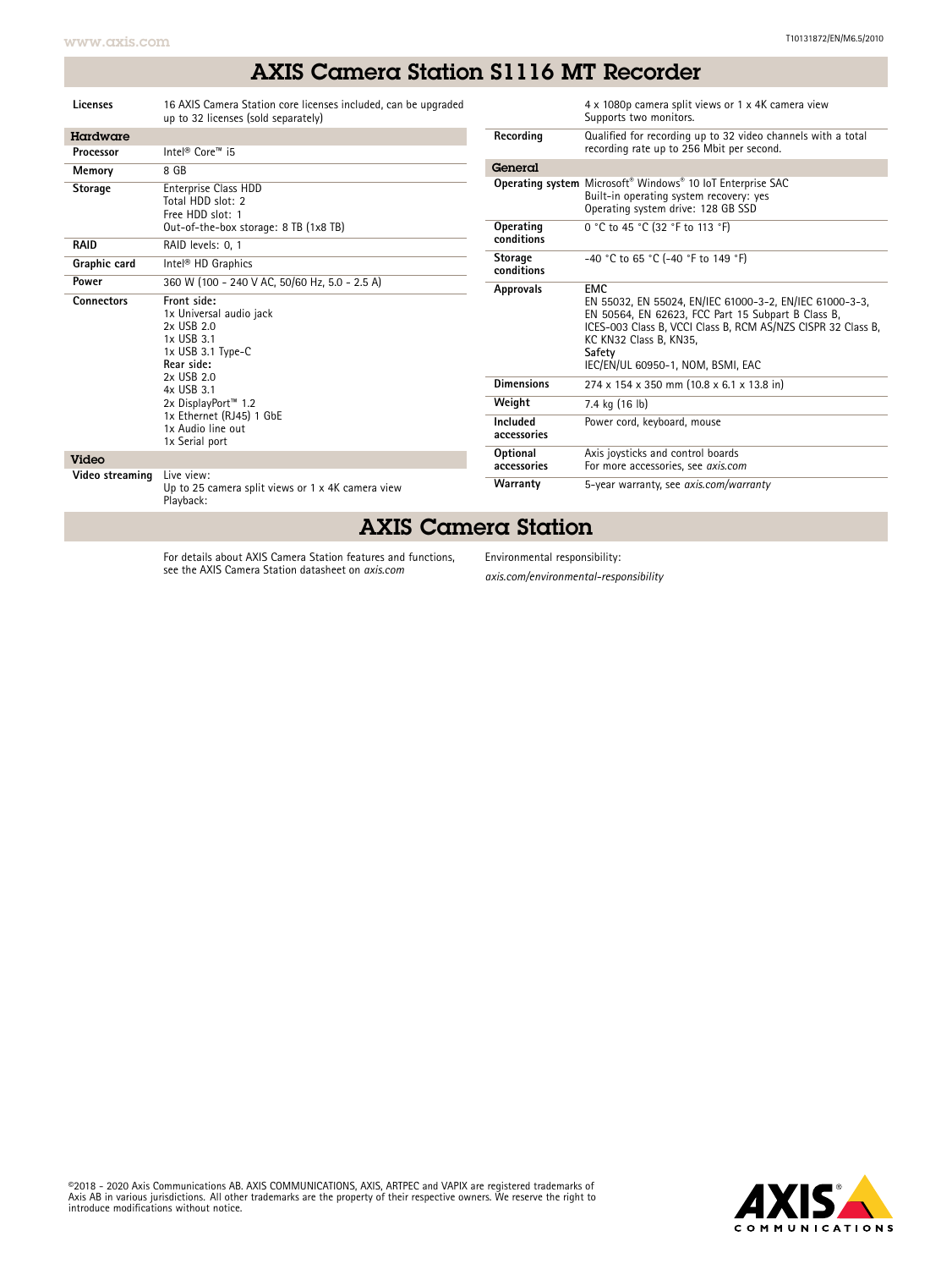# AXIS Camera Station S1116 MT Recorder

| | |
|---|---|
| **Licenses** | 16 AXIS Camera Station core licenses included, can be upgraded up to 32 licenses (sold separately) |

## Hardware

| | |
|---|---|
| **Processor** | Intel® Core™ i5 |
| **Memory** | 8 GB |
| **Storage** | Enterprise Class HDD<br>Total HDD slot: 2<br>Free HDD slot: 1<br>Out-of-the-box storage: 8 TB (1x8 TB) |
| **RAID** | RAID levels: 0, 1 |
| **Graphic card** | Intel® HD Graphics |
| **Power** | 360 W (100 - 240 V AC, 50/60 Hz, 5.0 - 2.5 A) |
| **Connectors** | **Front side:**<br>1x Universal audio jack<br>2x USB 2.0<br>1x USB 3.1<br>1x USB 3.1 Type-C<br>**Rear side:**<br>2x USB 2.0<br>4x USB 3.1<br>2x DisplayPort™ 1.2<br>1x Ethernet (RJ45) 1 GbE<br>1x Audio line out<br>1x Serial port |

## Video

| | |
|---|---|
| **Video streaming** | Live view:<br>Up to 25 camera split views or 1 x 4K camera view<br>Playback:<br>4 x 1080p camera split views or 1 x 4K camera view<br>Supports two monitors. |
| **Recording** | Qualified for recording up to 32 video channels with a total recording rate up to 256 Mbit per second. |

## General

| | |
|---|---|
| **Operating system** | Microsoft® Windows® 10 IoT Enterprise SAC<br>Built-in operating system recovery: yes<br>Operating system drive: 128 GB SSD |
| **Operating conditions** | 0 °C to 45 °C (32 °F to 113 °F) |
| **Storage conditions** | -40 °C to 65 °C (-40 °F to 149 °F) |
| **Approvals** | EMC<br>EN 55032, EN 55024, EN/IEC 61000-3-2, EN/IEC 61000-3-3, EN 50564, EN 62623, FCC Part 15 Subpart B Class B, ICES-003 Class B, VCCI Class B, RCM AS/NZS CISPR 32 Class B, KC KN32 Class B, KN35,<br>**Safety**<br>IEC/EN/UL 60950-1, NOM, BSMI, EAC |
| **Dimensions** | 274 x 154 x 350 mm (10.8 x 6.1 x 13.8 in) |
| **Weight** | 7.4 kg (16 lb) |
| **Included accessories** | Power cord, keyboard, mouse |
| **Optional accessories** | Axis joysticks and control boards<br>For more accessories, see *axis.com* |
| **Warranty** | 5-year warranty, see *axis.com/warranty* |

# AXIS Camera Station

For details about AXIS Camera Station features and functions, see the AXIS Camera Station datasheet on *axis.com*

Environmental responsibility:

*axis.com/environmental-responsibility*

©2018 - 2020 Axis Communications AB. AXIS COMMUNICATIONS, AXIS, ARTPEC and VAPIX are registered trademarks of Axis AB in various jurisdictions. All other trademarks are the property of their respective owners. We reserve the right to introduce modifications without notice.